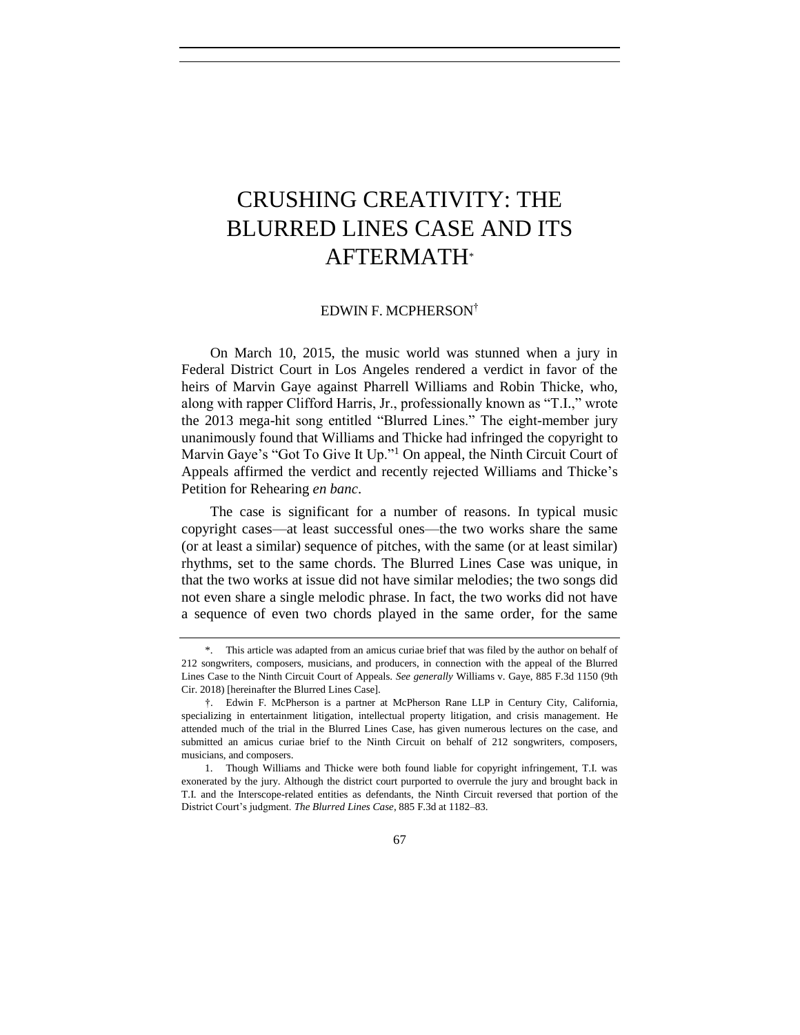# CRUSHING CREATIVITY: THE BLURRED LINES CASE AND ITS AFTERMATH[*]

EDWIN F. MCPHERSON[†]

On March 10, 2015, the music world was stunned when a jury in Federal District Court in Los Angeles rendered a verdict in favor of the heirs of Marvin Gaye against Pharrell Williams and Robin Thicke, who, along with rapper Clifford Harris, Jr., professionally known as "T.I.," wrote the 2013 mega-hit song entitled "Blurred Lines." The eight-member jury unanimously found that Williams and Thicke had infringed the copyright to Marvin Gaye's "Got To Give It Up."[1] On appeal, the Ninth Circuit Court of Appeals affirmed the verdict and recently rejected Williams and Thicke's Petition for Rehearing *en banc*.

The case is significant for a number of reasons. In typical music copyright cases—at least successful ones—the two works share the same (or at least a similar) sequence of pitches, with the same (or at least similar) rhythms, set to the same chords. The Blurred Lines Case was unique, in that the two works at issue did not have similar melodies; the two songs did not even share a single melodic phrase. In fact, the two works did not have a sequence of even two chords played in the same order, for the same

---

\*. This article was adapted from an amicus curiae brief that was filed by the author on behalf of 212 songwriters, composers, musicians, and producers, in connection with the appeal of the Blurred Lines Case to the Ninth Circuit Court of Appeals. *See generally* Williams v. Gaye, 885 F.3d 1150 (9th Cir. 2018) [hereinafter the Blurred Lines Case].

†. Edwin F. McPherson is a partner at McPherson Rane LLP in Century City, California, specializing in entertainment litigation, intellectual property litigation, and crisis management. He attended much of the trial in the Blurred Lines Case, has given numerous lectures on the case, and submitted an amicus curiae brief to the Ninth Circuit on behalf of 212 songwriters, composers, musicians, and composers.

1. Though Williams and Thicke were both found liable for copyright infringement, T.I. was exonerated by the jury. Although the district court purported to overrule the jury and brought back in T.I. and the Interscope-related entities as defendants, the Ninth Circuit reversed that portion of the District Court's judgment. *The Blurred Lines Case*, 885 F.3d at 1182–83.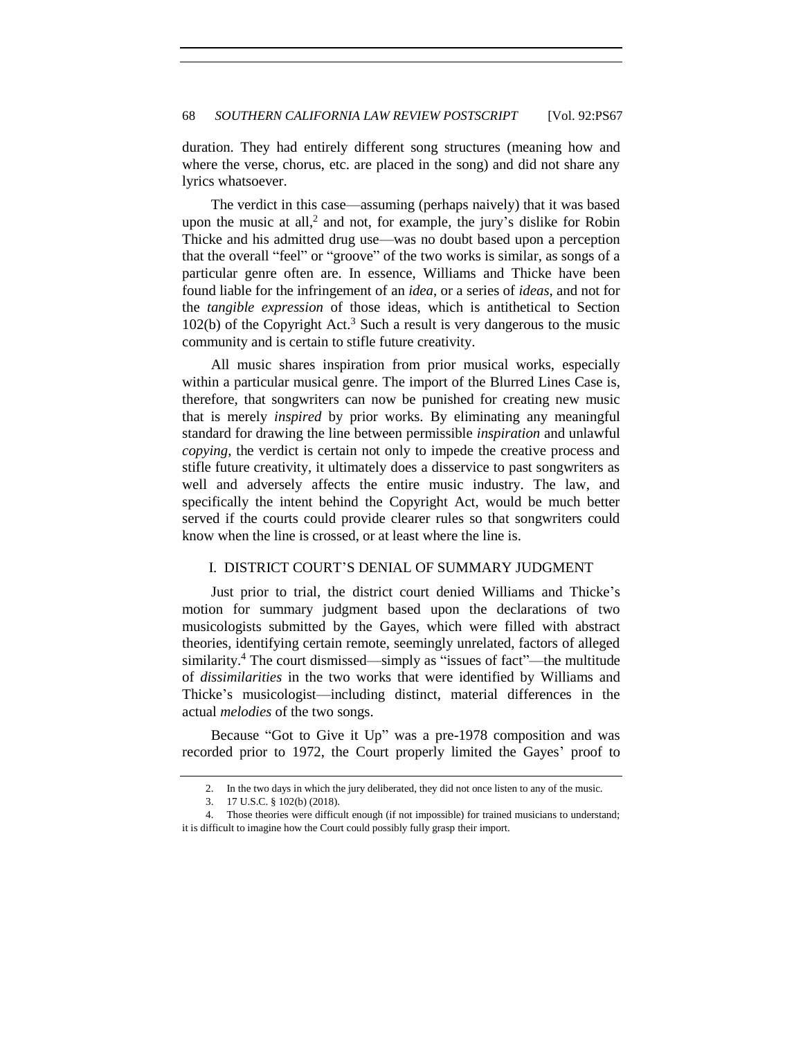duration. They had entirely different song structures (meaning how and where the verse, chorus, etc. are placed in the song) and did not share any lyrics whatsoever.

The verdict in this case—assuming (perhaps naively) that it was based upon the music at all,[2] and not, for example, the jury's dislike for Robin Thicke and his admitted drug use—was no doubt based upon a perception that the overall "feel" or "groove" of the two works is similar, as songs of a particular genre often are. In essence, Williams and Thicke have been found liable for the infringement of an *idea*, or a series of *ideas*, and not for the *tangible expression* of those ideas, which is antithetical to Section 102(b) of the Copyright Act.[3] Such a result is very dangerous to the music community and is certain to stifle future creativity.

All music shares inspiration from prior musical works, especially within a particular musical genre. The import of the Blurred Lines Case is, therefore, that songwriters can now be punished for creating new music that is merely *inspired* by prior works. By eliminating any meaningful standard for drawing the line between permissible *inspiration* and unlawful *copying*, the verdict is certain not only to impede the creative process and stifle future creativity, it ultimately does a disservice to past songwriters as well and adversely affects the entire music industry. The law, and specifically the intent behind the Copyright Act, would be much better served if the courts could provide clearer rules so that songwriters could know when the line is crossed, or at least where the line is.

## I. DISTRICT COURT'S DENIAL OF SUMMARY JUDGMENT

Just prior to trial, the district court denied Williams and Thicke's motion for summary judgment based upon the declarations of two musicologists submitted by the Gayes, which were filled with abstract theories, identifying certain remote, seemingly unrelated, factors of alleged similarity.[4] The court dismissed—simply as "issues of fact"—the multitude of *dissimilarities* in the two works that were identified by Williams and Thicke's musicologist—including distinct, material differences in the actual *melodies* of the two songs.

Because "Got to Give it Up" was a pre-1978 composition and was recorded prior to 1972, the Court properly limited the Gayes' proof to

---

2. In the two days in which the jury deliberated, they did not once listen to any of the music.

3. 17 U.S.C. § 102(b) (2018).

4. Those theories were difficult enough (if not impossible) for trained musicians to understand; it is difficult to imagine how the Court could possibly fully grasp their import.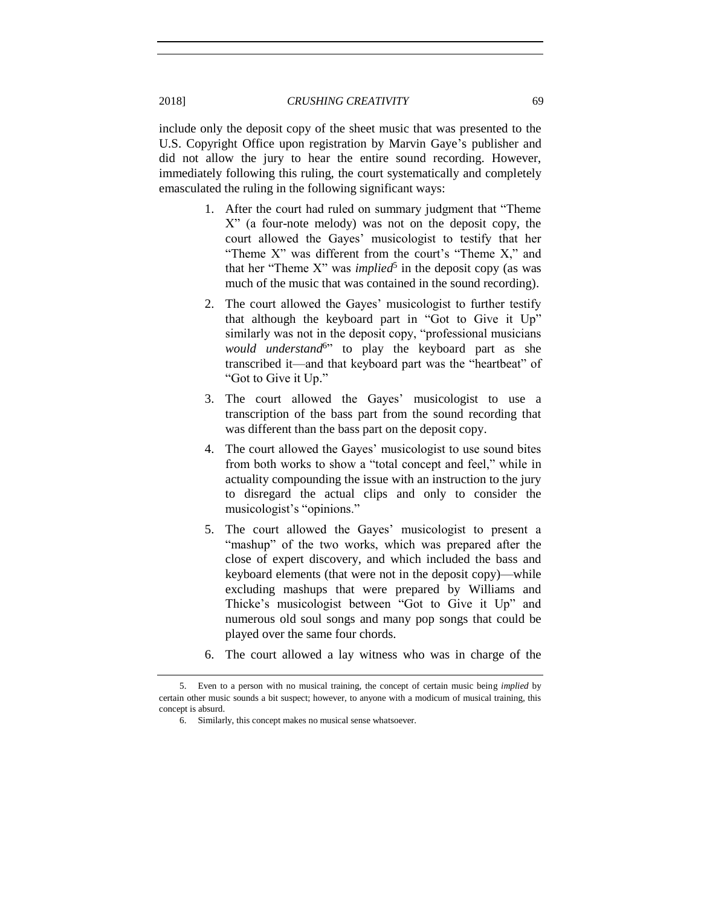include only the deposit copy of the sheet music that was presented to the U.S. Copyright Office upon registration by Marvin Gaye's publisher and did not allow the jury to hear the entire sound recording. However, immediately following this ruling, the court systematically and completely emasculated the ruling in the following significant ways:

1. After the court had ruled on summary judgment that "Theme X" (a four-note melody) was not on the deposit copy, the court allowed the Gayes' musicologist to testify that her "Theme X" was different from the court's "Theme X," and that her "Theme X" was *implied*[5] in the deposit copy (as was much of the music that was contained in the sound recording).
2. The court allowed the Gayes' musicologist to further testify that although the keyboard part in "Got to Give it Up" similarly was not in the deposit copy, "professional musicians *would understand*[6]" to play the keyboard part as she transcribed it—and that keyboard part was the "heartbeat" of "Got to Give it Up."
3. The court allowed the Gayes' musicologist to use a transcription of the bass part from the sound recording that was different than the bass part on the deposit copy.
4. The court allowed the Gayes' musicologist to use sound bites from both works to show a "total concept and feel," while in actuality compounding the issue with an instruction to the jury to disregard the actual clips and only to consider the musicologist's "opinions."
5. The court allowed the Gayes' musicologist to present a "mashup" of the two works, which was prepared after the close of expert discovery, and which included the bass and keyboard elements (that were not in the deposit copy)—while excluding mashups that were prepared by Williams and Thicke's musicologist between "Got to Give it Up" and numerous old soul songs and many pop songs that could be played over the same four chords.
6. The court allowed a lay witness who was in charge of the

---

5. Even to a person with no musical training, the concept of certain music being *implied* by certain other music sounds a bit suspect; however, to anyone with a modicum of musical training, this concept is absurd.

6. Similarly, this concept makes no musical sense whatsoever.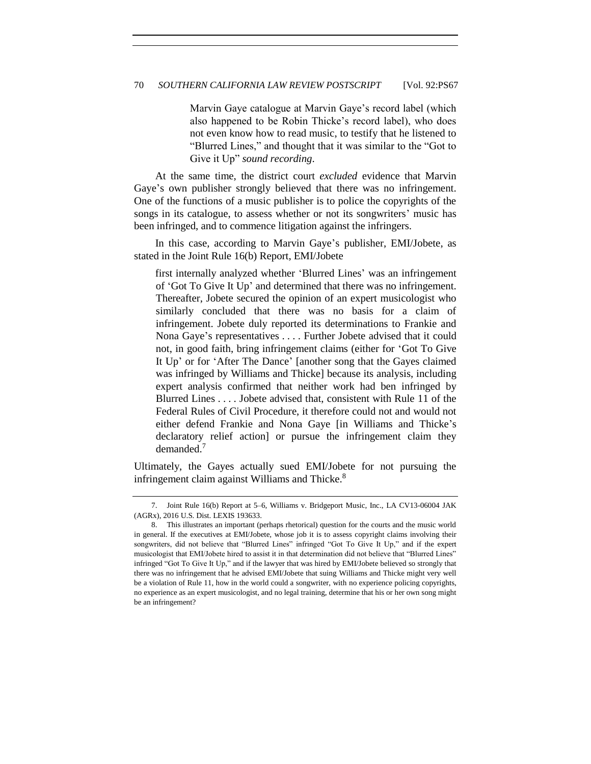> Marvin Gaye catalogue at Marvin Gaye's record label (which also happened to be Robin Thicke's record label), who does not even know how to read music, to testify that he listened to "Blurred Lines," and thought that it was similar to the "Got to Give it Up" *sound recording*.

At the same time, the district court *excluded* evidence that Marvin Gaye's own publisher strongly believed that there was no infringement. One of the functions of a music publisher is to police the copyrights of the songs in its catalogue, to assess whether or not its songwriters' music has been infringed, and to commence litigation against the infringers.

In this case, according to Marvin Gaye's publisher, EMI/Jobete, as stated in the Joint Rule 16(b) Report, EMI/Jobete

> first internally analyzed whether 'Blurred Lines' was an infringement of 'Got To Give It Up' and determined that there was no infringement. Thereafter, Jobete secured the opinion of an expert musicologist who similarly concluded that there was no basis for a claim of infringement. Jobete duly reported its determinations to Frankie and Nona Gaye's representatives . . . . Further Jobete advised that it could not, in good faith, bring infringement claims (either for 'Got To Give It Up' or for 'After The Dance' [another song that the Gayes claimed was infringed by Williams and Thicke] because its analysis, including expert analysis confirmed that neither work had ben infringed by Blurred Lines . . . . Jobete advised that, consistent with Rule 11 of the Federal Rules of Civil Procedure, it therefore could not and would not either defend Frankie and Nona Gaye [in Williams and Thicke's declaratory relief action] or pursue the infringement claim they demanded.[7]

Ultimately, the Gayes actually sued EMI/Jobete for not pursuing the infringement claim against Williams and Thicke.[8]

---

7. Joint Rule 16(b) Report at 5–6, Williams v. Bridgeport Music, Inc., LA CV13-06004 JAK (AGRx), 2016 U.S. Dist. LEXIS 193633.

8. This illustrates an important (perhaps rhetorical) question for the courts and the music world in general. If the executives at EMI/Jobete, whose job it is to assess copyright claims involving their songwriters, did not believe that "Blurred Lines" infringed "Got To Give It Up," and if the expert musicologist that EMI/Jobete hired to assist it in that determination did not believe that "Blurred Lines" infringed "Got To Give It Up," and if the lawyer that was hired by EMI/Jobete believed so strongly that there was no infringement that he advised EMI/Jobete that suing Williams and Thicke might very well be a violation of Rule 11, how in the world could a songwriter, with no experience policing copyrights, no experience as an expert musicologist, and no legal training, determine that his or her own song might be an infringement?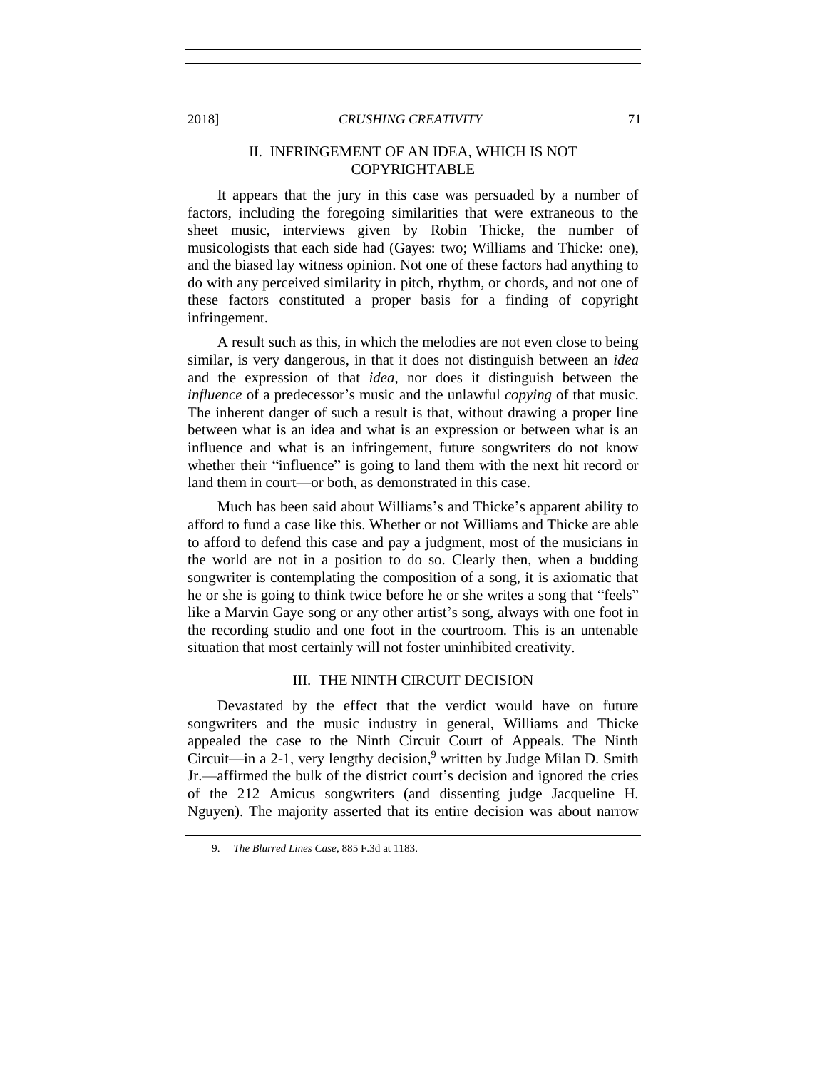## II. INFRINGEMENT OF AN IDEA, WHICH IS NOT COPYRIGHTABLE

It appears that the jury in this case was persuaded by a number of factors, including the foregoing similarities that were extraneous to the sheet music, interviews given by Robin Thicke, the number of musicologists that each side had (Gayes: two; Williams and Thicke: one), and the biased lay witness opinion. Not one of these factors had anything to do with any perceived similarity in pitch, rhythm, or chords, and not one of these factors constituted a proper basis for a finding of copyright infringement.

A result such as this, in which the melodies are not even close to being similar, is very dangerous, in that it does not distinguish between an *idea* and the expression of that *idea*, nor does it distinguish between the *influence* of a predecessor's music and the unlawful *copying* of that music. The inherent danger of such a result is that, without drawing a proper line between what is an idea and what is an expression or between what is an influence and what is an infringement, future songwriters do not know whether their "influence" is going to land them with the next hit record or land them in court—or both, as demonstrated in this case.

Much has been said about Williams's and Thicke's apparent ability to afford to fund a case like this. Whether or not Williams and Thicke are able to afford to defend this case and pay a judgment, most of the musicians in the world are not in a position to do so. Clearly then, when a budding songwriter is contemplating the composition of a song, it is axiomatic that he or she is going to think twice before he or she writes a song that "feels" like a Marvin Gaye song or any other artist's song, always with one foot in the recording studio and one foot in the courtroom. This is an untenable situation that most certainly will not foster uninhibited creativity.

## III. THE NINTH CIRCUIT DECISION

Devastated by the effect that the verdict would have on future songwriters and the music industry in general, Williams and Thicke appealed the case to the Ninth Circuit Court of Appeals. The Ninth Circuit—in a 2-1, very lengthy decision,[9] written by Judge Milan D. Smith Jr.—affirmed the bulk of the district court's decision and ignored the cries of the 212 Amicus songwriters (and dissenting judge Jacqueline H. Nguyen). The majority asserted that its entire decision was about narrow

9. *The Blurred Lines Case*, 885 F.3d at 1183.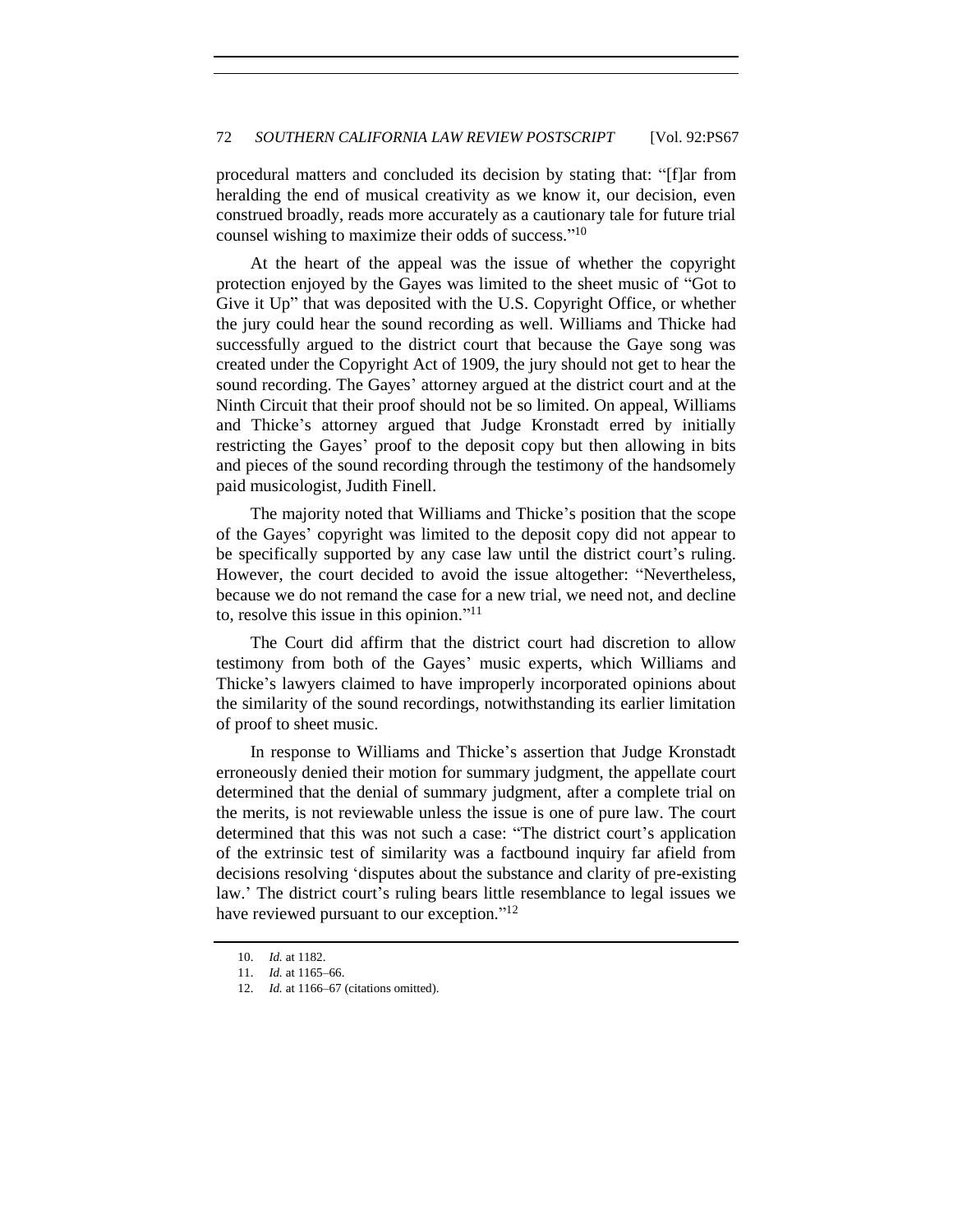procedural matters and concluded its decision by stating that: "[f]ar from heralding the end of musical creativity as we know it, our decision, even construed broadly, reads more accurately as a cautionary tale for future trial counsel wishing to maximize their odds of success."[10]

At the heart of the appeal was the issue of whether the copyright protection enjoyed by the Gayes was limited to the sheet music of "Got to Give it Up" that was deposited with the U.S. Copyright Office, or whether the jury could hear the sound recording as well. Williams and Thicke had successfully argued to the district court that because the Gaye song was created under the Copyright Act of 1909, the jury should not get to hear the sound recording. The Gayes' attorney argued at the district court and at the Ninth Circuit that their proof should not be so limited. On appeal, Williams and Thicke's attorney argued that Judge Kronstadt erred by initially restricting the Gayes' proof to the deposit copy but then allowing in bits and pieces of the sound recording through the testimony of the handsomely paid musicologist, Judith Finell.

The majority noted that Williams and Thicke's position that the scope of the Gayes' copyright was limited to the deposit copy did not appear to be specifically supported by any case law until the district court's ruling. However, the court decided to avoid the issue altogether: "Nevertheless, because we do not remand the case for a new trial, we need not, and decline to, resolve this issue in this opinion."[11]

The Court did affirm that the district court had discretion to allow testimony from both of the Gayes' music experts, which Williams and Thicke's lawyers claimed to have improperly incorporated opinions about the similarity of the sound recordings, notwithstanding its earlier limitation of proof to sheet music.

In response to Williams and Thicke's assertion that Judge Kronstadt erroneously denied their motion for summary judgment, the appellate court determined that the denial of summary judgment, after a complete trial on the merits, is not reviewable unless the issue is one of pure law. The court determined that this was not such a case: "The district court's application of the extrinsic test of similarity was a factbound inquiry far afield from decisions resolving 'disputes about the substance and clarity of pre-existing law.' The district court's ruling bears little resemblance to legal issues we have reviewed pursuant to our exception."[12]

10. *Id.* at 1182.

11. *Id.* at 1165–66.

12. *Id.* at 1166–67 (citations omitted).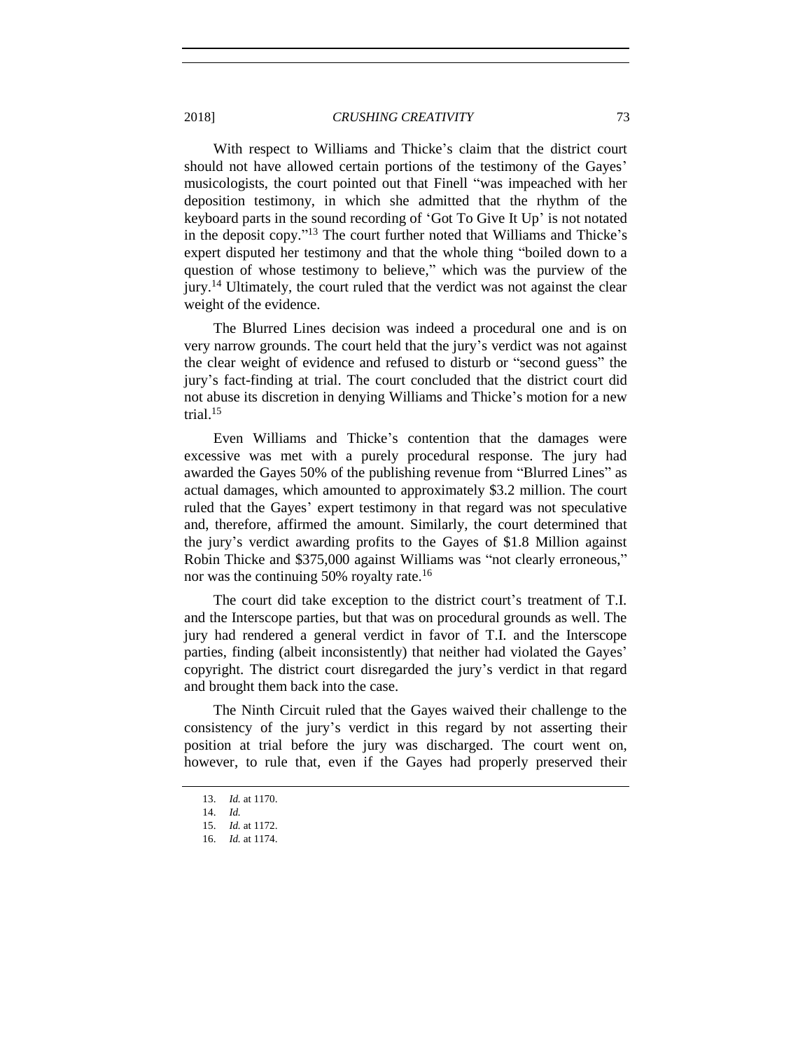With respect to Williams and Thicke's claim that the district court should not have allowed certain portions of the testimony of the Gayes' musicologists, the court pointed out that Finell "was impeached with her deposition testimony, in which she admitted that the rhythm of the keyboard parts in the sound recording of 'Got To Give It Up' is not notated in the deposit copy."[13] The court further noted that Williams and Thicke's expert disputed her testimony and that the whole thing "boiled down to a question of whose testimony to believe," which was the purview of the jury.[14] Ultimately, the court ruled that the verdict was not against the clear weight of the evidence.

The Blurred Lines decision was indeed a procedural one and is on very narrow grounds. The court held that the jury's verdict was not against the clear weight of evidence and refused to disturb or "second guess" the jury's fact-finding at trial. The court concluded that the district court did not abuse its discretion in denying Williams and Thicke's motion for a new trial.[15]

Even Williams and Thicke's contention that the damages were excessive was met with a purely procedural response. The jury had awarded the Gayes 50% of the publishing revenue from "Blurred Lines" as actual damages, which amounted to approximately $3.2 million. The court ruled that the Gayes' expert testimony in that regard was not speculative and, therefore, affirmed the amount. Similarly, the court determined that the jury's verdict awarding profits to the Gayes of $1.8 Million against Robin Thicke and $375,000 against Williams was "not clearly erroneous," nor was the continuing 50% royalty rate.[16]

The court did take exception to the district court's treatment of T.I. and the Interscope parties, but that was on procedural grounds as well. The jury had rendered a general verdict in favor of T.I. and the Interscope parties, finding (albeit inconsistently) that neither had violated the Gayes' copyright. The district court disregarded the jury's verdict in that regard and brought them back into the case.

The Ninth Circuit ruled that the Gayes waived their challenge to the consistency of the jury's verdict in this regard by not asserting their position at trial before the jury was discharged. The court went on, however, to rule that, even if the Gayes had properly preserved their

13. *Id.* at 1170.

14. *Id.*

15. *Id.* at 1172.

16. *Id.* at 1174.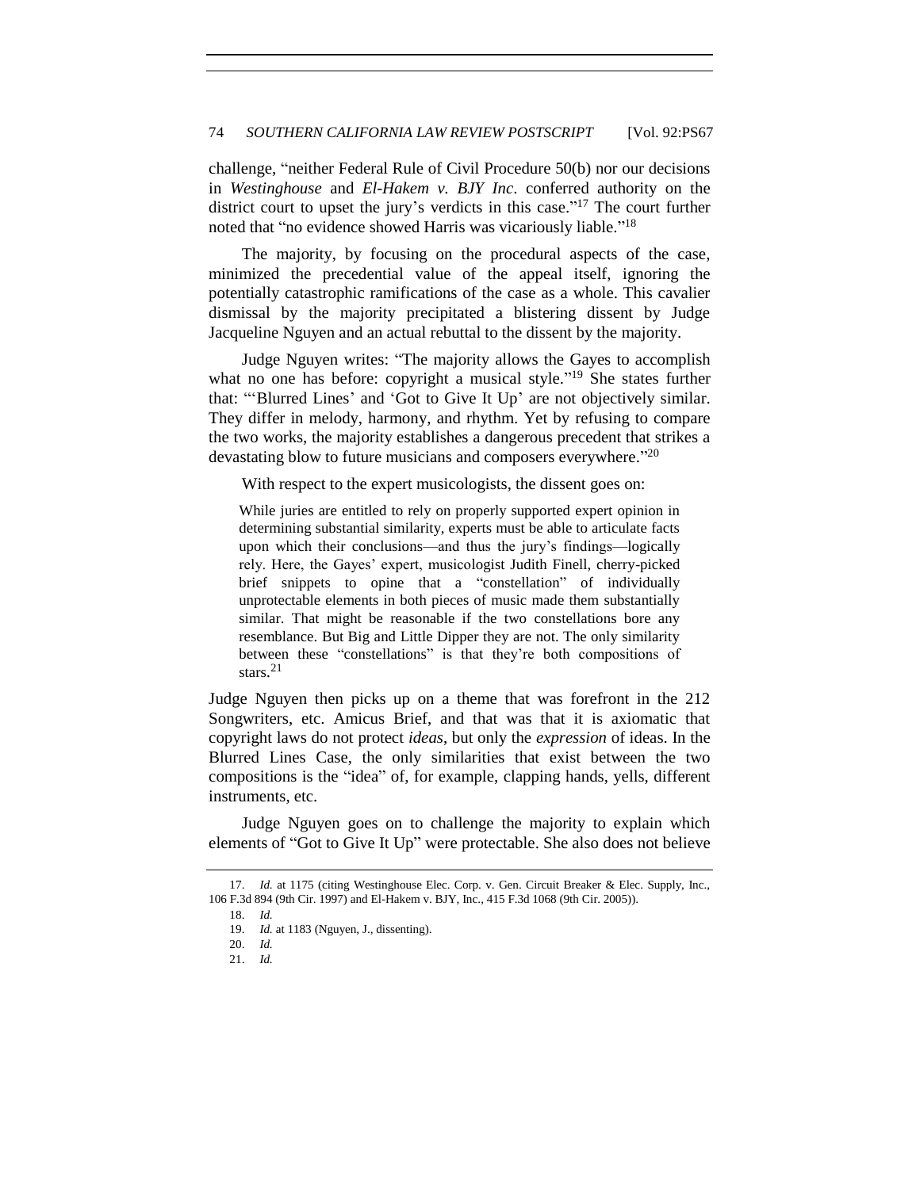challenge, "neither Federal Rule of Civil Procedure 50(b) nor our decisions in *Westinghouse* and *El-Hakem v. BJY Inc*. conferred authority on the district court to upset the jury's verdicts in this case."[17] The court further noted that "no evidence showed Harris was vicariously liable."[18]

The majority, by focusing on the procedural aspects of the case, minimized the precedential value of the appeal itself, ignoring the potentially catastrophic ramifications of the case as a whole. This cavalier dismissal by the majority precipitated a blistering dissent by Judge Jacqueline Nguyen and an actual rebuttal to the dissent by the majority.

Judge Nguyen writes: "The majority allows the Gayes to accomplish what no one has before: copyright a musical style."[19] She states further that: "'Blurred Lines' and 'Got to Give It Up' are not objectively similar. They differ in melody, harmony, and rhythm. Yet by refusing to compare the two works, the majority establishes a dangerous precedent that strikes a devastating blow to future musicians and composers everywhere."[20]

With respect to the expert musicologists, the dissent goes on:

> While juries are entitled to rely on properly supported expert opinion in determining substantial similarity, experts must be able to articulate facts upon which their conclusions—and thus the jury's findings—logically rely. Here, the Gayes' expert, musicologist Judith Finell, cherry-picked brief snippets to opine that a "constellation" of individually unprotectable elements in both pieces of music made them substantially similar. That might be reasonable if the two constellations bore any resemblance. But Big and Little Dipper they are not. The only similarity between these "constellations" is that they're both compositions of stars.[21]

Judge Nguyen then picks up on a theme that was forefront in the 212 Songwriters, etc. Amicus Brief, and that was that it is axiomatic that copyright laws do not protect *ideas*, but only the *expression* of ideas. In the Blurred Lines Case, the only similarities that exist between the two compositions is the "idea" of, for example, clapping hands, yells, different instruments, etc.

Judge Nguyen goes on to challenge the majority to explain which elements of "Got to Give It Up" were protectable. She also does not believe

---

17. *Id.* at 1175 (citing Westinghouse Elec. Corp. v. Gen. Circuit Breaker & Elec. Supply, Inc., 106 F.3d 894 (9th Cir. 1997) and El-Hakem v. BJY, Inc., 415 F.3d 1068 (9th Cir. 2005)).

18. *Id.*

19. *Id.* at 1183 (Nguyen, J., dissenting).

20. *Id.*

21. *Id.*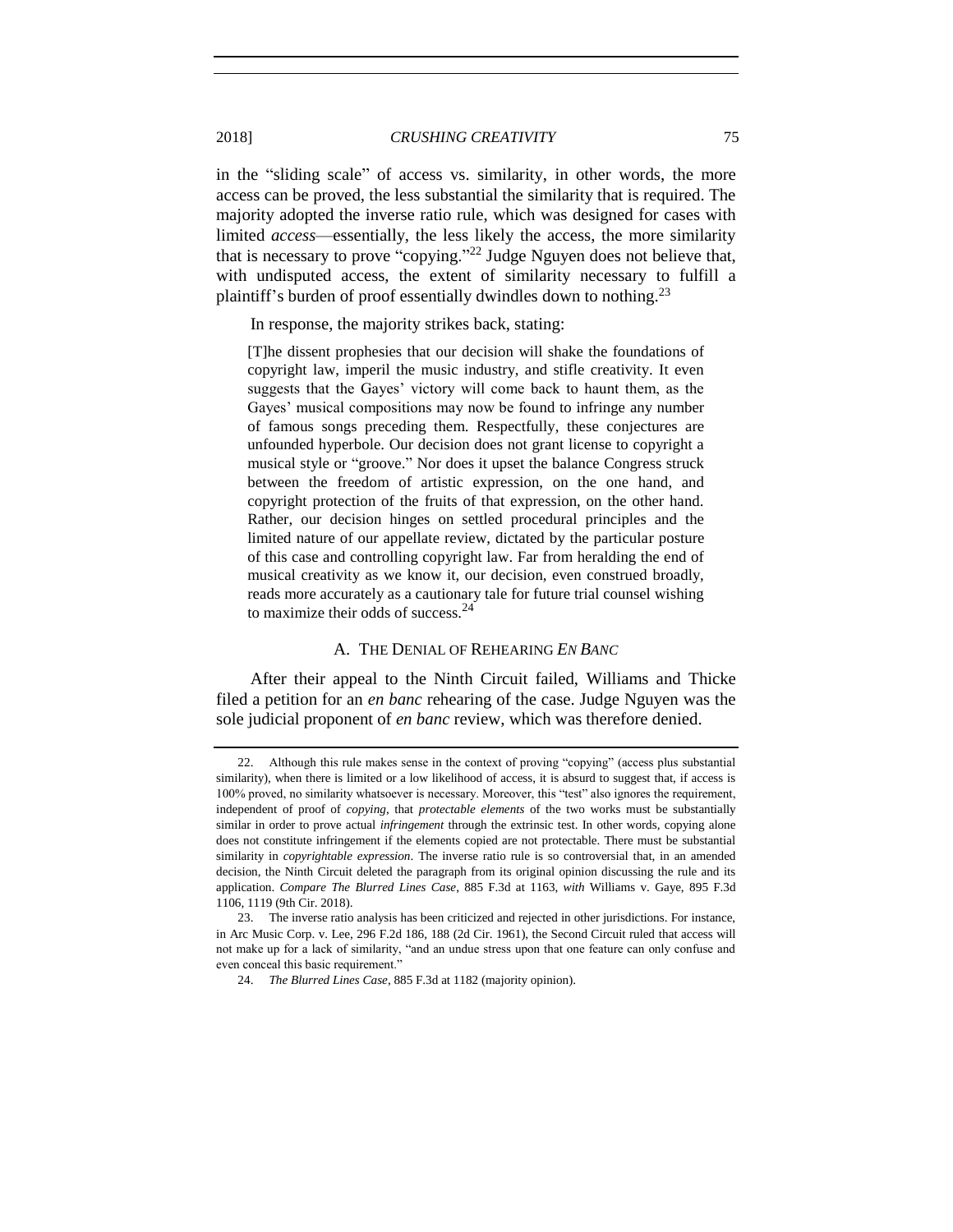in the "sliding scale" of access vs. similarity, in other words, the more access can be proved, the less substantial the similarity that is required. The majority adopted the inverse ratio rule, which was designed for cases with limited *access*—essentially, the less likely the access, the more similarity that is necessary to prove "copying."[22] Judge Nguyen does not believe that, with undisputed access, the extent of similarity necessary to fulfill a plaintiff's burden of proof essentially dwindles down to nothing.[23]

In response, the majority strikes back, stating:

> [T]he dissent prophesies that our decision will shake the foundations of copyright law, imperil the music industry, and stifle creativity. It even suggests that the Gayes' victory will come back to haunt them, as the Gayes' musical compositions may now be found to infringe any number of famous songs preceding them. Respectfully, these conjectures are unfounded hyperbole. Our decision does not grant license to copyright a musical style or "groove." Nor does it upset the balance Congress struck between the freedom of artistic expression, on the one hand, and copyright protection of the fruits of that expression, on the other hand. Rather, our decision hinges on settled procedural principles and the limited nature of our appellate review, dictated by the particular posture of this case and controlling copyright law. Far from heralding the end of musical creativity as we know it, our decision, even construed broadly, reads more accurately as a cautionary tale for future trial counsel wishing to maximize their odds of success.[24]

### A. The Denial of Rehearing *En Banc*

After their appeal to the Ninth Circuit failed, Williams and Thicke filed a petition for an *en banc* rehearing of the case. Judge Nguyen was the sole judicial proponent of *en banc* review, which was therefore denied.

---

22. Although this rule makes sense in the context of proving "copying" (access plus substantial similarity), when there is limited or a low likelihood of access, it is absurd to suggest that, if access is 100% proved, no similarity whatsoever is necessary. Moreover, this "test" also ignores the requirement, independent of proof of *copying*, that *protectable elements* of the two works must be substantially similar in order to prove actual *infringement* through the extrinsic test. In other words, copying alone does not constitute infringement if the elements copied are not protectable. There must be substantial similarity in *copyrightable expression*. The inverse ratio rule is so controversial that, in an amended decision, the Ninth Circuit deleted the paragraph from its original opinion discussing the rule and its application. *Compare The Blurred Lines Case*, 885 F.3d at 1163, *with* Williams v. Gaye, 895 F.3d 1106, 1119 (9th Cir. 2018).

23. The inverse ratio analysis has been criticized and rejected in other jurisdictions. For instance, in Arc Music Corp. v. Lee, 296 F.2d 186, 188 (2d Cir. 1961), the Second Circuit ruled that access will not make up for a lack of similarity, "and an undue stress upon that one feature can only confuse and even conceal this basic requirement."

24. *The Blurred Lines Case*, 885 F.3d at 1182 (majority opinion).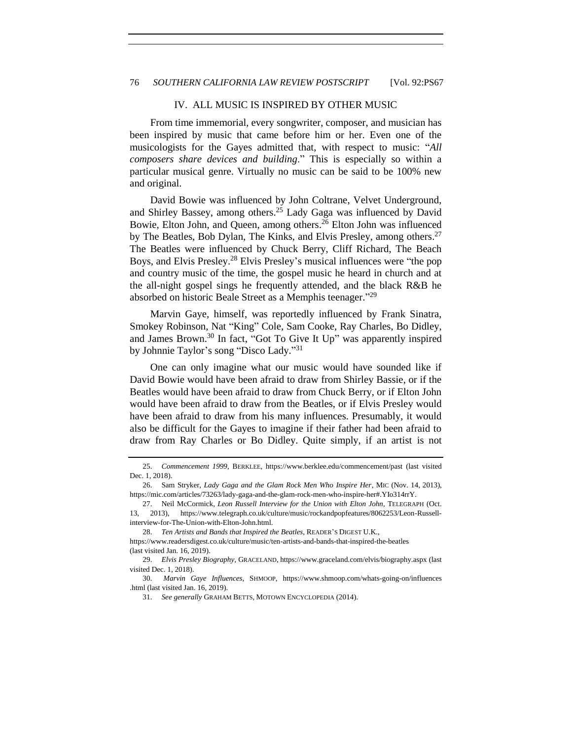## IV. ALL MUSIC IS INSPIRED BY OTHER MUSIC

From time immemorial, every songwriter, composer, and musician has been inspired by music that came before him or her. Even one of the musicologists for the Gayes admitted that, with respect to music: "*All composers share devices and building*." This is especially so within a particular musical genre. Virtually no music can be said to be 100% new and original.

David Bowie was influenced by John Coltrane, Velvet Underground, and Shirley Bassey, among others.[25] Lady Gaga was influenced by David Bowie, Elton John, and Queen, among others.[26] Elton John was influenced by The Beatles, Bob Dylan, The Kinks, and Elvis Presley, among others.[27] The Beatles were influenced by Chuck Berry, Cliff Richard, The Beach Boys, and Elvis Presley.[28] Elvis Presley's musical influences were "the pop and country music of the time, the gospel music he heard in church and at the all-night gospel sings he frequently attended, and the black R&B he absorbed on historic Beale Street as a Memphis teenager."[29]

Marvin Gaye, himself, was reportedly influenced by Frank Sinatra, Smokey Robinson, Nat "King" Cole, Sam Cooke, Ray Charles, Bo Didley, and James Brown.[30] In fact, "Got To Give It Up" was apparently inspired by Johnnie Taylor's song "Disco Lady."[31]

One can only imagine what our music would have sounded like if David Bowie would have been afraid to draw from Shirley Bassie, or if the Beatles would have been afraid to draw from Chuck Berry, or if Elton John would have been afraid to draw from the Beatles, or if Elvis Presley would have been afraid to draw from his many influences. Presumably, it would also be difficult for the Gayes to imagine if their father had been afraid to draw from Ray Charles or Bo Didley. Quite simply, if an artist is not

---

25. *Commencement 1999*, BERKLEE, https://www.berklee.edu/commencement/past (last visited Dec. 1, 2018).

26. Sam Stryker, *Lady Gaga and the Glam Rock Men Who Inspire Her*, MIC (Nov. 14, 2013), https://mic.com/articles/73263/lady-gaga-and-the-glam-rock-men-who-inspire-her#.YIo314rrY.

27. Neil McCormick, *Leon Russell Interview for the Union with Elton John*, TELEGRAPH (Oct. 13, 2013), https://www.telegraph.co.uk/culture/music/rockandpopfeatures/8062253/Leon-Russell-interview-for-The-Union-with-Elton-John.html.

28. *Ten Artists and Bands that Inspired the Beatles*, READER'S DIGEST U.K., https://www.readersdigest.co.uk/culture/music/ten-artists-and-bands-that-inspired-the-beatles (last visited Jan. 16, 2019).

29. *Elvis Presley Biography*, GRACELAND, https://www.graceland.com/elvis/biography.aspx (last visited Dec. 1, 2018).

30. *Marvin Gaye Influences*, SHMOOP, https://www.shmoop.com/whats-going-on/influences.html (last visited Jan. 16, 2019).

31. *See generally* GRAHAM BETTS, MOTOWN ENCYCLOPEDIA (2014).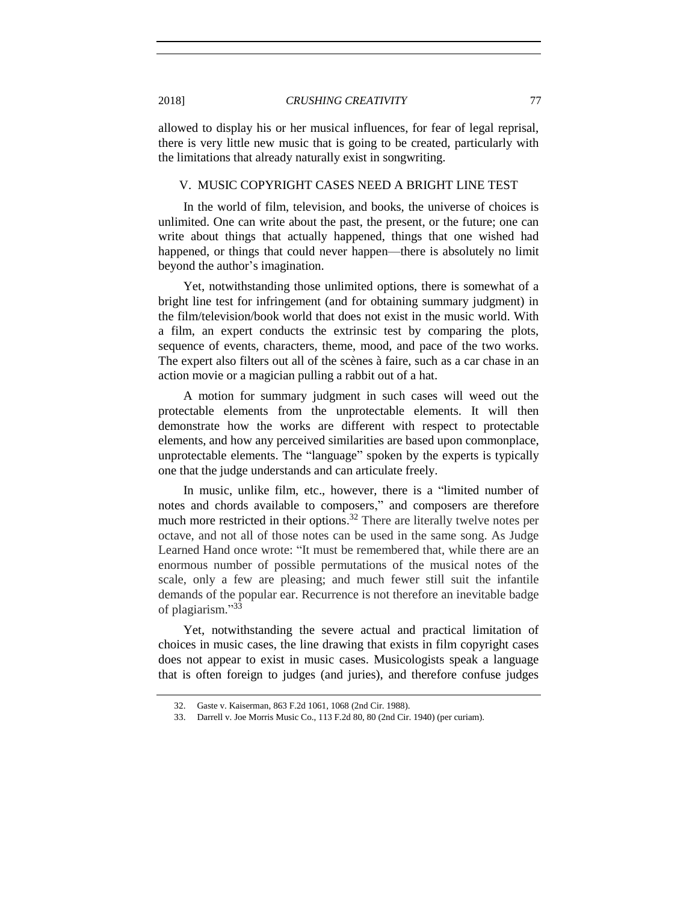allowed to display his or her musical influences, for fear of legal reprisal, there is very little new music that is going to be created, particularly with the limitations that already naturally exist in songwriting.

## V. MUSIC COPYRIGHT CASES NEED A BRIGHT LINE TEST

In the world of film, television, and books, the universe of choices is unlimited. One can write about the past, the present, or the future; one can write about things that actually happened, things that one wished had happened, or things that could never happen—there is absolutely no limit beyond the author's imagination.

Yet, notwithstanding those unlimited options, there is somewhat of a bright line test for infringement (and for obtaining summary judgment) in the film/television/book world that does not exist in the music world. With a film, an expert conducts the extrinsic test by comparing the plots, sequence of events, characters, theme, mood, and pace of the two works. The expert also filters out all of the scènes à faire, such as a car chase in an action movie or a magician pulling a rabbit out of a hat.

A motion for summary judgment in such cases will weed out the protectable elements from the unprotectable elements. It will then demonstrate how the works are different with respect to protectable elements, and how any perceived similarities are based upon commonplace, unprotectable elements. The "language" spoken by the experts is typically one that the judge understands and can articulate freely.

In music, unlike film, etc., however, there is a "limited number of notes and chords available to composers," and composers are therefore much more restricted in their options.[32] There are literally twelve notes per octave, and not all of those notes can be used in the same song. As Judge Learned Hand once wrote: "It must be remembered that, while there are an enormous number of possible permutations of the musical notes of the scale, only a few are pleasing; and much fewer still suit the infantile demands of the popular ear. Recurrence is not therefore an inevitable badge of plagiarism."[33]

Yet, notwithstanding the severe actual and practical limitation of choices in music cases, the line drawing that exists in film copyright cases does not appear to exist in music cases. Musicologists speak a language that is often foreign to judges (and juries), and therefore confuse judges

---

32. Gaste v. Kaiserman, 863 F.2d 1061, 1068 (2nd Cir. 1988).

33. Darrell v. Joe Morris Music Co., 113 F.2d 80, 80 (2nd Cir. 1940) (per curiam).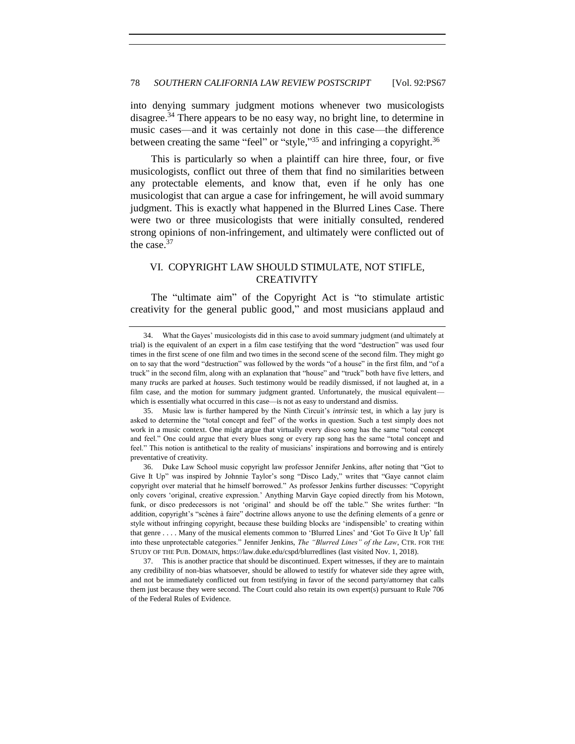into denying summary judgment motions whenever two musicologists disagree.[34] There appears to be no easy way, no bright line, to determine in music cases—and it was certainly not done in this case—the difference between creating the same "feel" or "style,"[35] and infringing a copyright.[36]

This is particularly so when a plaintiff can hire three, four, or five musicologists, conflict out three of them that find no similarities between any protectable elements, and know that, even if he only has one musicologist that can argue a case for infringement, he will avoid summary judgment. This is exactly what happened in the Blurred Lines Case. There were two or three musicologists that were initially consulted, rendered strong opinions of non-infringement, and ultimately were conflicted out of the case.[37]

## VI. COPYRIGHT LAW SHOULD STIMULATE, NOT STIFLE, CREATIVITY

The "ultimate aim" of the Copyright Act is "to stimulate artistic creativity for the general public good," and most musicians applaud and

---

34. What the Gayes' musicologists did in this case to avoid summary judgment (and ultimately at trial) is the equivalent of an expert in a film case testifying that the word "destruction" was used four times in the first scene of one film and two times in the second scene of the second film. They might go on to say that the word "destruction" was followed by the words "of a house" in the first film, and "of a truck" in the second film, along with an explanation that "house" and "truck" both have five letters, and many *trucks* are parked at *houses*. Such testimony would be readily dismissed, if not laughed at, in a film case, and the motion for summary judgment granted. Unfortunately, the musical equivalent—which is essentially what occurred in this case—is not as easy to understand and dismiss.

35. Music law is further hampered by the Ninth Circuit's *intrinsic* test, in which a lay jury is asked to determine the "total concept and feel" of the works in question. Such a test simply does not work in a music context. One might argue that virtually every disco song has the same "total concept and feel." One could argue that every blues song or every rap song has the same "total concept and feel." This notion is antithetical to the reality of musicians' inspirations and borrowing and is entirely preventative of creativity.

36. Duke Law School music copyright law professor Jennifer Jenkins, after noting that "Got to Give It Up" was inspired by Johnnie Taylor's song "Disco Lady," writes that "Gaye cannot claim copyright over material that he himself borrowed." As professor Jenkins further discusses: "Copyright only covers 'original, creative expression.' Anything Marvin Gaye copied directly from his Motown, funk, or disco predecessors is not 'original' and should be off the table." She writes further: "In addition, copyright's "scènes à faire" doctrine allows anyone to use the defining elements of a genre or style without infringing copyright, because these building blocks are 'indispensible' to creating within that genre . . . . Many of the musical elements common to 'Blurred Lines' and 'Got To Give It Up' fall into these unprotectable categories." Jennifer Jenkins, *The "Blurred Lines" of the Law*, CTR. FOR THE STUDY OF THE PUB. DOMAIN, https://law.duke.edu/cspd/blurredlines (last visited Nov. 1, 2018).

37. This is another practice that should be discontinued. Expert witnesses, if they are to maintain any credibility of non-bias whatsoever, should be allowed to testify for whatever side they agree with, and not be immediately conflicted out from testifying in favor of the second party/attorney that calls them just because they were second. The Court could also retain its own expert(s) pursuant to Rule 706 of the Federal Rules of Evidence.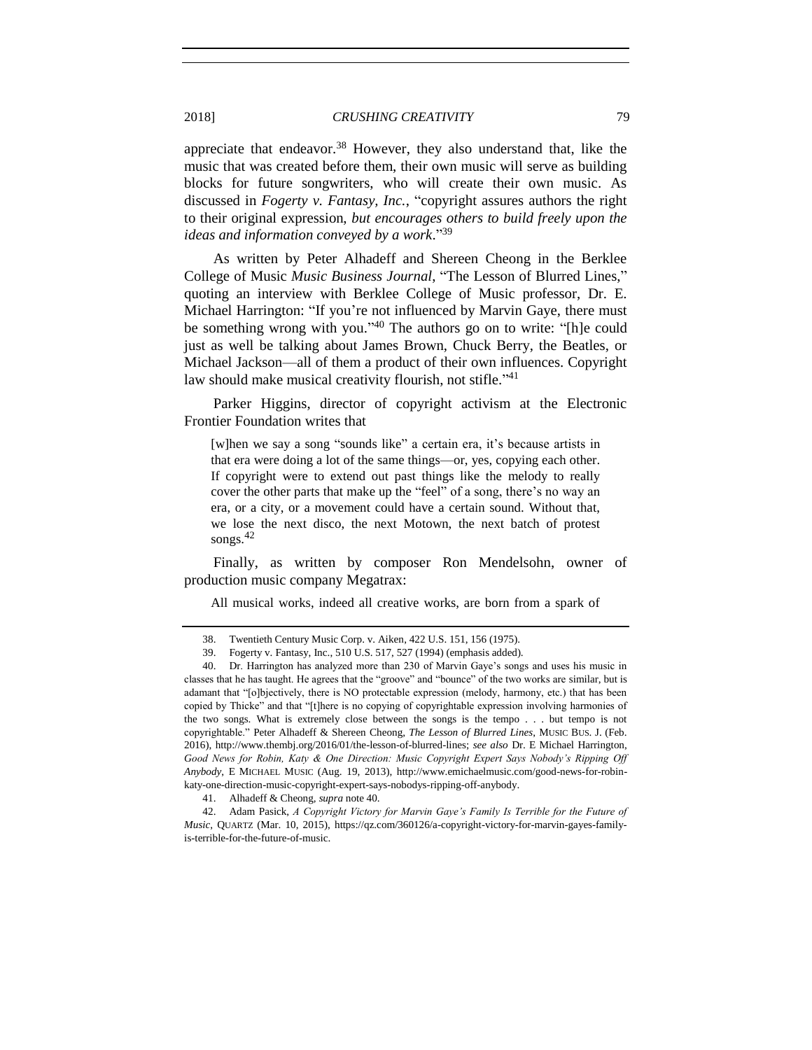appreciate that endeavor.[38] However, they also understand that, like the music that was created before them, their own music will serve as building blocks for future songwriters, who will create their own music. As discussed in *Fogerty v. Fantasy, Inc.*, "copyright assures authors the right to their original expression, *but encourages others to build freely upon the ideas and information conveyed by a work*."[39]

As written by Peter Alhadeff and Shereen Cheong in the Berklee College of Music *Music Business Journal*, "The Lesson of Blurred Lines," quoting an interview with Berklee College of Music professor, Dr. E. Michael Harrington: "If you're not influenced by Marvin Gaye, there must be something wrong with you."[40] The authors go on to write: "[h]e could just as well be talking about James Brown, Chuck Berry, the Beatles, or Michael Jackson—all of them a product of their own influences. Copyright law should make musical creativity flourish, not stifle."[41]

Parker Higgins, director of copyright activism at the Electronic Frontier Foundation writes that

> [w]hen we say a song "sounds like" a certain era, it's because artists in that era were doing a lot of the same things—or, yes, copying each other. If copyright were to extend out past things like the melody to really cover the other parts that make up the "feel" of a song, there's no way an era, or a city, or a movement could have a certain sound. Without that, we lose the next disco, the next Motown, the next batch of protest songs.[42]

Finally, as written by composer Ron Mendelsohn, owner of production music company Megatrax:

> All musical works, indeed all creative works, are born from a spark of

---

38. Twentieth Century Music Corp. v. Aiken, 422 U.S. 151, 156 (1975).

39. Fogerty v. Fantasy, Inc., 510 U.S. 517, 527 (1994) (emphasis added).

40. Dr. Harrington has analyzed more than 230 of Marvin Gaye's songs and uses his music in classes that he has taught. He agrees that the "groove" and "bounce" of the two works are similar, but is adamant that "[o]bjectively, there is NO protectable expression (melody, harmony, etc.) that has been copied by Thicke" and that "[t]here is no copying of copyrightable expression involving harmonies of the two songs. What is extremely close between the songs is the tempo . . . but tempo is not copyrightable." Peter Alhadeff & Shereen Cheong, *The Lesson of Blurred Lines*, MUSIC BUS. J. (Feb. 2016), http://www.thembj.org/2016/01/the-lesson-of-blurred-lines; *see also* Dr. E Michael Harrington, *Good News for Robin, Katy & One Direction: Music Copyright Expert Says Nobody's Ripping Off Anybody*, E MICHAEL MUSIC (Aug. 19, 2013), http://www.emichaelmusic.com/good-news-for-robin-katy-one-direction-music-copyright-expert-says-nobodys-ripping-off-anybody.

41. Alhadeff & Cheong, *supra* note 40.

42. Adam Pasick, *A Copyright Victory for Marvin Gaye's Family Is Terrible for the Future of Music*, QUARTZ (Mar. 10, 2015), https://qz.com/360126/a-copyright-victory-for-marvin-gayes-family-is-terrible-for-the-future-of-music.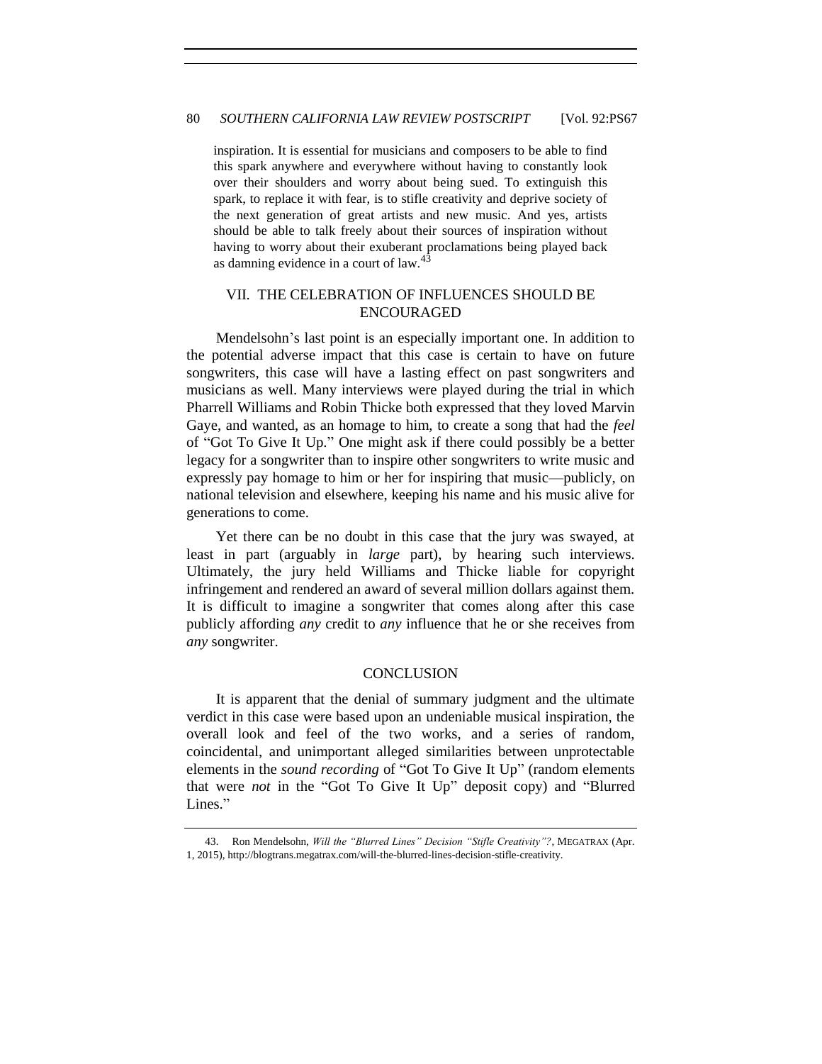inspiration. It is essential for musicians and composers to be able to find this spark anywhere and everywhere without having to constantly look over their shoulders and worry about being sued. To extinguish this spark, to replace it with fear, is to stifle creativity and deprive society of the next generation of great artists and new music. And yes, artists should be able to talk freely about their sources of inspiration without having to worry about their exuberant proclamations being played back as damning evidence in a court of law.[43]

## VII. THE CELEBRATION OF INFLUENCES SHOULD BE ENCOURAGED

Mendelsohn's last point is an especially important one. In addition to the potential adverse impact that this case is certain to have on future songwriters, this case will have a lasting effect on past songwriters and musicians as well. Many interviews were played during the trial in which Pharrell Williams and Robin Thicke both expressed that they loved Marvin Gaye, and wanted, as an homage to him, to create a song that had the *feel* of "Got To Give It Up." One might ask if there could possibly be a better legacy for a songwriter than to inspire other songwriters to write music and expressly pay homage to him or her for inspiring that music—publicly, on national television and elsewhere, keeping his name and his music alive for generations to come.

Yet there can be no doubt in this case that the jury was swayed, at least in part (arguably in *large* part), by hearing such interviews. Ultimately, the jury held Williams and Thicke liable for copyright infringement and rendered an award of several million dollars against them. It is difficult to imagine a songwriter that comes along after this case publicly affording *any* credit to *any* influence that he or she receives from *any* songwriter.

## CONCLUSION

It is apparent that the denial of summary judgment and the ultimate verdict in this case were based upon an undeniable musical inspiration, the overall look and feel of the two works, and a series of random, coincidental, and unimportant alleged similarities between unprotectable elements in the *sound recording* of "Got To Give It Up" (random elements that were *not* in the "Got To Give It Up" deposit copy) and "Blurred Lines."

43. Ron Mendelsohn, *Will the "Blurred Lines" Decision "Stifle Creativity"?*, MEGATRAX (Apr. 1, 2015), http://blogtrans.megatrax.com/will-the-blurred-lines-decision-stifle-creativity.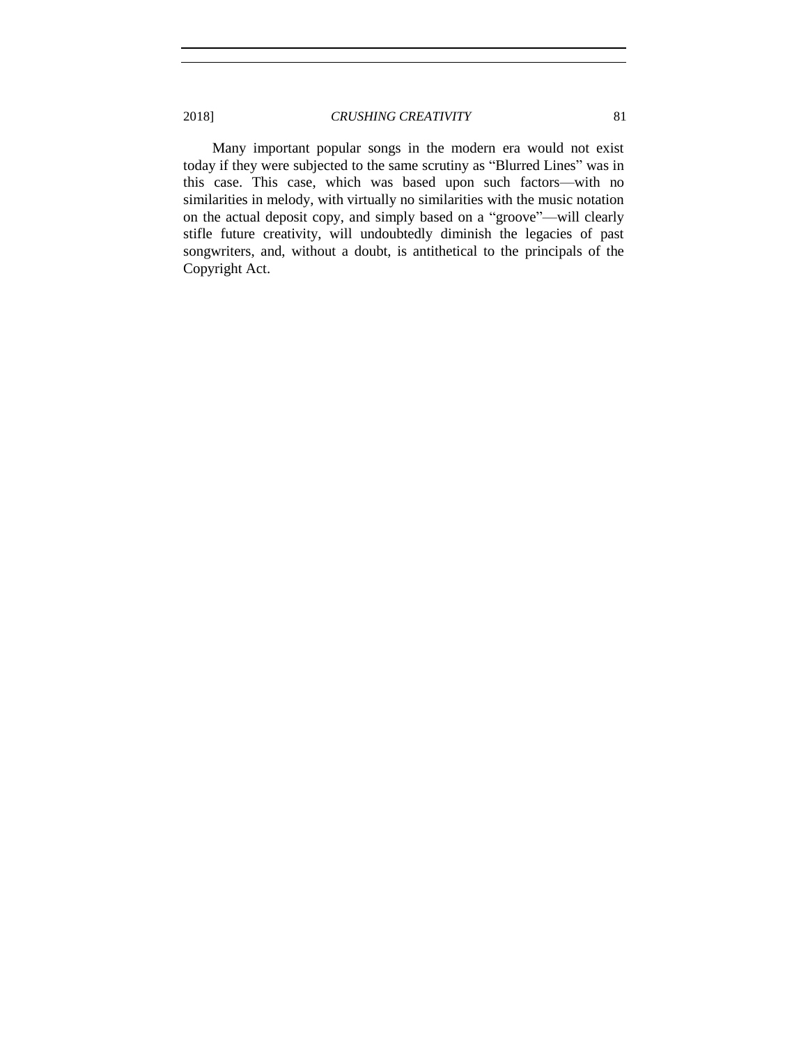Many important popular songs in the modern era would not exist today if they were subjected to the same scrutiny as "Blurred Lines" was in this case. This case, which was based upon such factors—with no similarities in melody, with virtually no similarities with the music notation on the actual deposit copy, and simply based on a "groove"—will clearly stifle future creativity, will undoubtedly diminish the legacies of past songwriters, and, without a doubt, is antithetical to the principals of the Copyright Act.